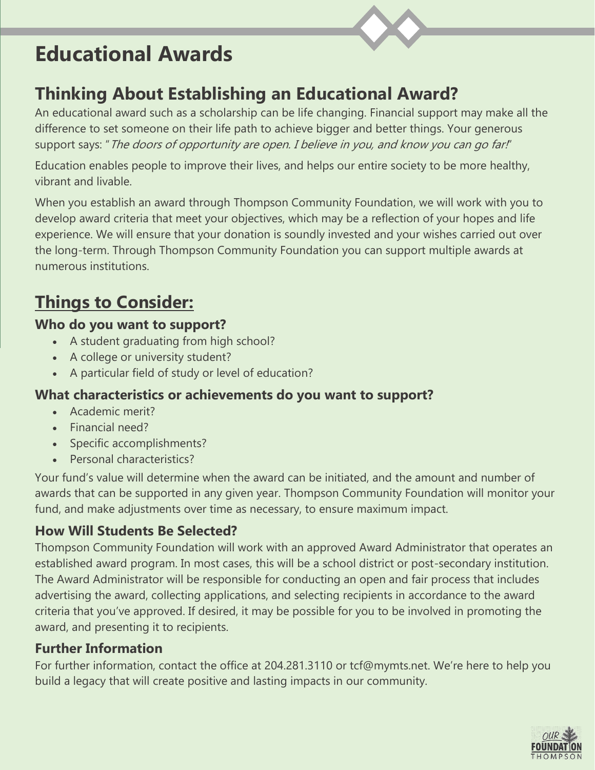# Educational Awards

## Thinking About Establishing an Educational Award?

An educational award such as a scholarship can be life changing. Financial support may make all the difference to set someone on their life path to achieve bigger and better things. Your generous support says: "*The doors of opportunity are open. I believe in you, and know you can go far!*"

Education enables people to improve their lives, and helps our entire society to be more healthy, vibrant and livable.

When you establish an award through Thompson Community Foundation, we will work with you to develop award criteria that meet your objectives, which may be a reflection of your hopes and life experience. We will ensure that your donation is soundly invested and your wishes carried out over the long-term. Through Thompson Community Foundation you can support multiple awards at numerous institutions.

## Things to Consider:

### Who do you want to support?

- A student graduating from high school?
- A college or university student?
- A particular field of study or level of education?

### What characteristics or achievements do you want to support?

- Academic merit?
- Financial need?
- Specific accomplishments?
- Personal characteristics?

Your fund's value will determine when the award can be initiated, and the amount and number of awards that can be supported in any given year. Thompson Community Foundation will monitor your fund, and make adjustments over time as necessary, to ensure maximum impact.

### How Will Students Be Selected?

Thompson Community Foundation will work with an approved Award Administrator that operates an established award program. In most cases, this will be a school district or post-secondary institution. The Award Administrator will be responsible for conducting an open and fair process that includes advertising the award, collecting applications, and selecting recipients in accordance to the award criteria that you've approved. If desired, it may be possible for you to be involved in promoting the award, and presenting it to recipients.

### Further Information

For further information, contact the office at 204.281.3110 or tcf@mymts.net. We're here to help you build a legacy that will create positive and lasting impacts in our community.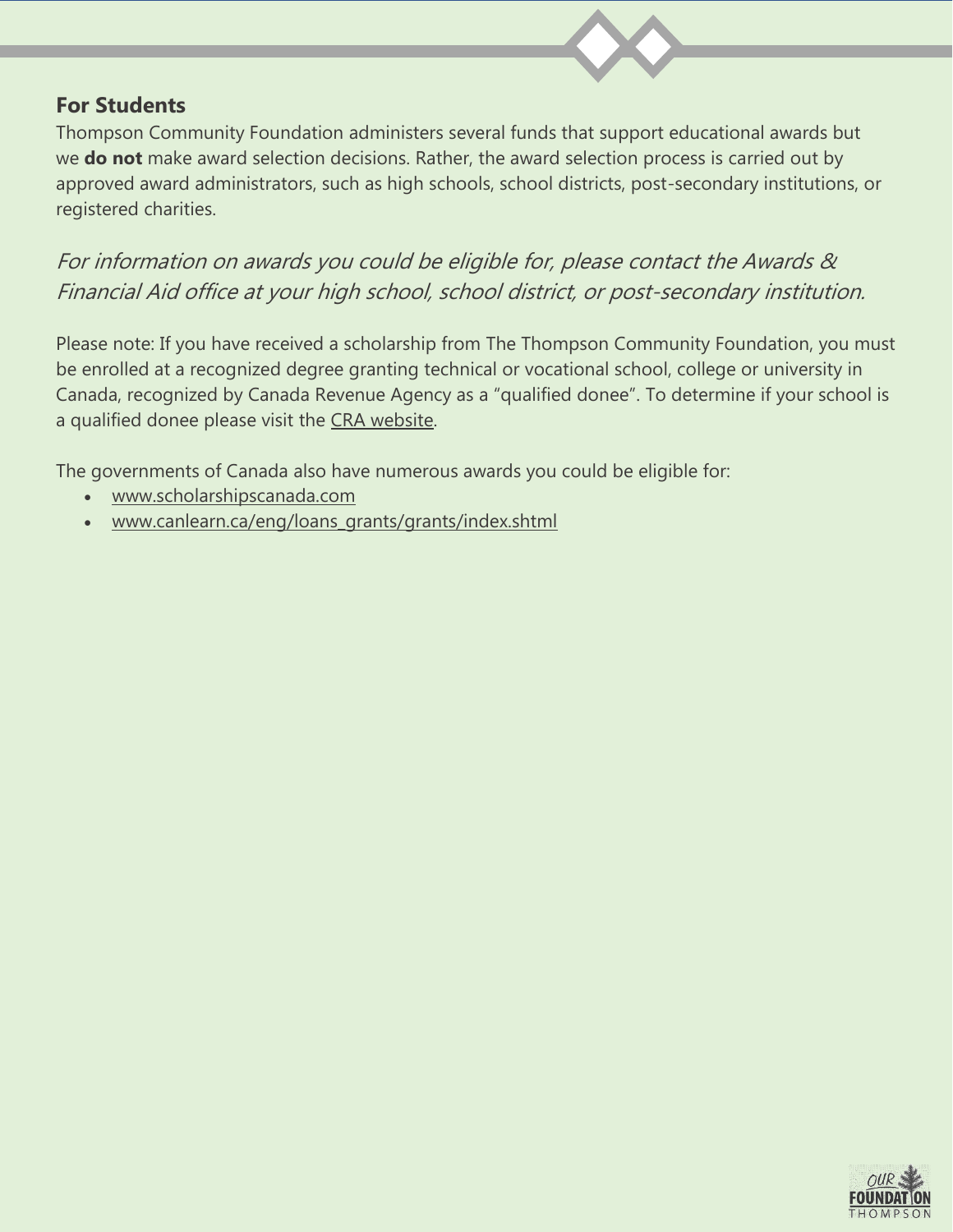## For Students

Thompson Community Foundation administers several funds that support educational awards but we **do not** make award selection decisions. Rather, the award selection process is carried out by approved award administrators, such as high schools, school districts, post-secondary institutions, or registered charities.

*For information on awards you could be eligible for, please contact the Awards & Financial Aid office at your high school, school district, or post-secondary institution.*

Please note: If you have received a scholarship from The Thompson Community Foundation, you must be enrolled at a recognized degree granting technical or vocational school, college or university in Canada, recognized by Canada Revenue Agency as a "qualified donee". To determine if your school is a qualified donee please visit the CRA website.

The governments of Canada also have numerous awards you could be eligible for:

- www.scholarshipscanada.com
- www.canlearn.ca/eng/loans_grants/grants/index.shtml